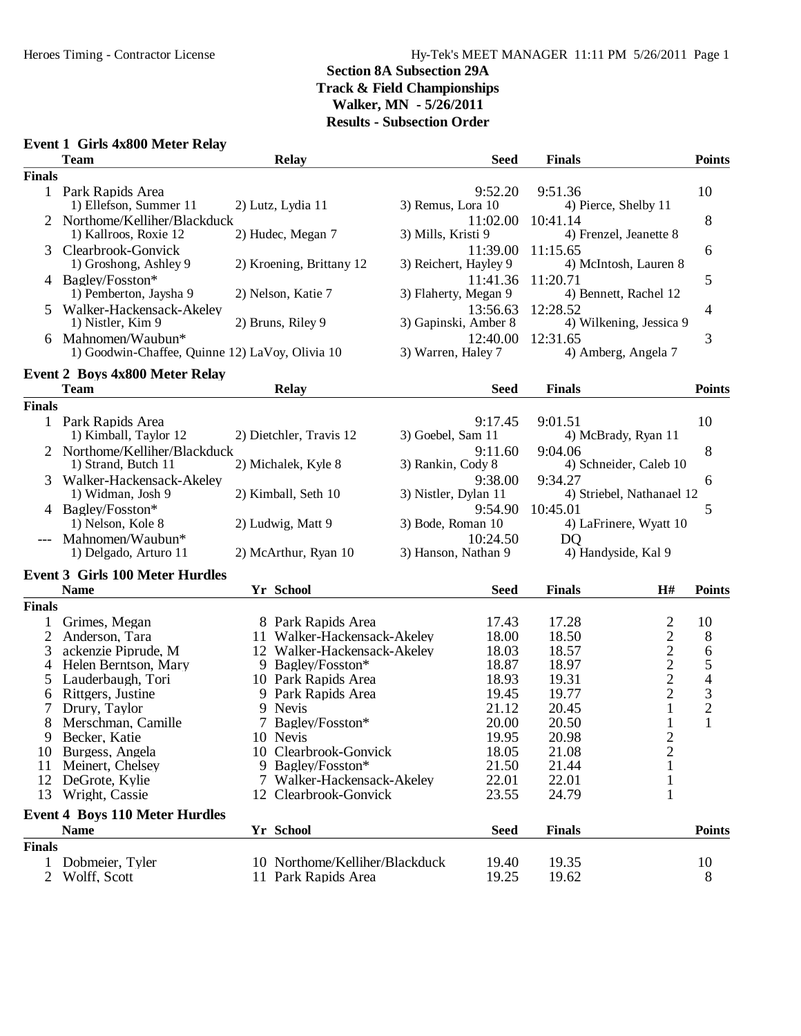## Section 8A Subsection 29A
## Track & Field Championships
## Walker, MN - 5/26/2011
## Results - Subsection Order

### Event 1 Girls 4x800 Meter Relay

| | Team | Relay | Seed | Finals | Points |
|---|---|---|---|---|---|
| **Finals** | | | | | |
| 1 | Park Rapids Area | | 9:52.20 | 9:51.36 | 10 |
| | 1) Ellefson, Summer 11 | 2) Lutz, Lydia 11 | 3) Remus, Lora 10 | 4) Pierce, Shelby 11 | |
| 2 | Northome/Kelliher/Blackduck | | 11:02.00 | 10:41.14 | 8 |
| | 1) Kallroos, Roxie 12 | 2) Hudec, Megan 7 | 3) Mills, Kristi 9 | 4) Frenzel, Jeanette 8 | |
| 3 | Clearbrook-Gonvick | | 11:39.00 | 11:15.65 | 6 |
| | 1) Groshong, Ashley 9 | 2) Kroening, Brittany 12 | 3) Reichert, Hayley 9 | 4) McIntosh, Lauren 8 | |
| 4 | Bagley/Fosston* | | 11:41.36 | 11:20.71 | 5 |
| | 1) Pemberton, Jaysha 9 | 2) Nelson, Katie 7 | 3) Flaherty, Megan 9 | 4) Bennett, Rachel 12 | |
| 5 | Walker-Hackensack-Akeley | | 13:56.63 | 12:28.52 | 4 |
| | 1) Nistler, Kim 9 | 2) Bruns, Riley 9 | 3) Gapinski, Amber 8 | 4) Wilkening, Jessica 9 | |
| 6 | Mahnomen/Waubun* | | 12:40.00 | 12:31.65 | 3 |
| | 1) Goodwin-Chaffee, Quinne 12 | 2) LaVoy, Olivia 10 | 3) Warren, Haley 7 | 4) Amberg, Angela 7 | |

### Event 2 Boys 4x800 Meter Relay

| | Team | Relay | Seed | Finals | Points |
|---|---|---|---|---|---|
| **Finals** | | | | | |
| 1 | Park Rapids Area | | 9:17.45 | 9:01.51 | 10 |
| | 1) Kimball, Taylor 12 | 2) Dietchler, Travis 12 | 3) Goebel, Sam 11 | 4) McBrady, Ryan 11 | |
| 2 | Northome/Kelliher/Blackduck | | 9:11.60 | 9:04.06 | 8 |
| | 1) Strand, Butch 11 | 2) Michalek, Kyle 8 | 3) Rankin, Cody 8 | 4) Schneider, Caleb 10 | |
| 3 | Walker-Hackensack-Akeley | | 9:38.00 | 9:34.27 | 6 |
| | 1) Widman, Josh 9 | 2) Kimball, Seth 10 | 3) Nistler, Dylan 11 | 4) Striebel, Nathanael 12 | |
| 4 | Bagley/Fosston* | | 9:54.90 | 10:45.01 | 5 |
| | 1) Nelson, Kole 8 | 2) Ludwig, Matt 9 | 3) Bode, Roman 10 | 4) LaFrinere, Wyatt 10 | |
| --- | Mahnomen/Waubun* | | 10:24.50 | DQ | |
| | 1) Delgado, Arturo 11 | 2) McArthur, Ryan 10 | 3) Hanson, Nathan 9 | 4) Handyside, Kal 9 | |

### Event 3 Girls 100 Meter Hurdles

| | Name | Yr | School | Seed | Finals | H# | Points |
|---|---|---|---|---|---|---|---|
| **Finals** | | | | | | | |
| 1 | Grimes, Megan | 8 | Park Rapids Area | 17.43 | 17.28 | 2 | 10 |
| 2 | Anderson, Tara | 11 | Walker-Hackensack-Akeley | 18.00 | 18.50 | 2 | 8 |
| 3 | ackenzie Piprude, M | 12 | Walker-Hackensack-Akeley | 18.03 | 18.57 | 2 | 6 |
| 4 | Helen Berntson, Mary | 9 | Bagley/Fosston* | 18.87 | 18.97 | 2 | 5 |
| 5 | Lauderbaugh, Tori | 10 | Park Rapids Area | 18.93 | 19.31 | 2 | 4 |
| 6 | Rittgers, Justine | 9 | Park Rapids Area | 19.45 | 19.77 | 2 | 3 |
| 7 | Drury, Taylor | 9 | Nevis | 21.12 | 20.45 | 1 | 2 |
| 8 | Merschman, Camille | 7 | Bagley/Fosston* | 20.00 | 20.50 | 1 | 1 |
| 9 | Becker, Katie | 10 | Nevis | 19.95 | 20.98 | 2 | |
| 10 | Burgess, Angela | 10 | Clearbrook-Gonvick | 18.05 | 21.08 | 2 | |
| 11 | Meinert, Chelsey | 9 | Bagley/Fosston* | 21.50 | 21.44 | 1 | |
| 12 | DeGrote, Kylie | 7 | Walker-Hackensack-Akeley | 22.01 | 22.01 | 1 | |
| 13 | Wright, Cassie | 12 | Clearbrook-Gonvick | 23.55 | 24.79 | 1 | |

### Event 4 Boys 110 Meter Hurdles

| | Name | Yr | School | Seed | Finals | Points |
|---|---|---|---|---|---|---|
| **Finals** | | | | | | |
| 1 | Dobmeier, Tyler | 10 | Northome/Kelliher/Blackduck | 19.40 | 19.35 | 10 |
| 2 | Wolff, Scott | 11 | Park Rapids Area | 19.25 | 19.62 | 8 |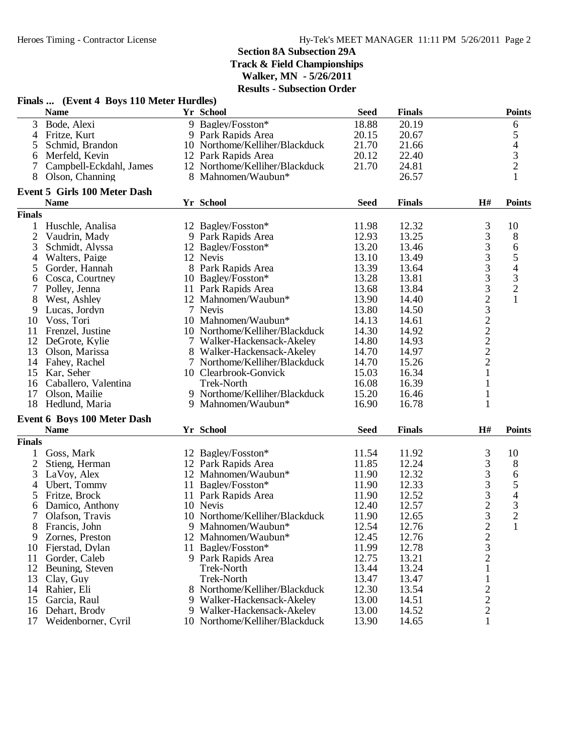## Section 8A Subsection 29A
## Track & Field Championships
## Walker, MN - 5/26/2011
## Results - Subsection Order

### Finals ... (Event 4 Boys 110 Meter Hurdles)

| | Name | Yr | School | Seed | Finals | Points |
|---|---|---|---|---|---|---|
| 3 | Bode, Alexi | 9 | Bagley/Fosston* | 18.88 | 20.19 | 6 |
| 4 | Fritze, Kurt | 9 | Park Rapids Area | 20.15 | 20.67 | 5 |
| 5 | Schmid, Brandon | 10 | Northome/Kelliher/Blackduck | 21.70 | 21.66 | 4 |
| 6 | Merfeld, Kevin | 12 | Park Rapids Area | 20.12 | 22.40 | 3 |
| 7 | Campbell-Eckdahl, James | 12 | Northome/Kelliher/Blackduck | 21.70 | 24.81 | 2 |
| 8 | Olson, Channing | 8 | Mahnomen/Waubun* | | 26.57 | 1 |

### Event 5 Girls 100 Meter Dash

| | Name | Yr | School | Seed | Finals | H# | Points |
|---|---|---|---|---|---|---|---|
| **Finals** | | | | | | | |
| 1 | Huschle, Analisa | 12 | Bagley/Fosston* | 11.98 | 12.32 | 3 | 10 |
| 2 | Vaudrin, Mady | 9 | Park Rapids Area | 12.93 | 13.25 | 3 | 8 |
| 3 | Schmidt, Alyssa | 12 | Bagley/Fosston* | 13.20 | 13.46 | 3 | 6 |
| 4 | Walters, Paige | 12 | Nevis | 13.10 | 13.49 | 3 | 5 |
| 5 | Gorder, Hannah | 8 | Park Rapids Area | 13.39 | 13.64 | 3 | 4 |
| 6 | Cosca, Courtney | 10 | Bagley/Fosston* | 13.28 | 13.81 | 3 | 3 |
| 7 | Polley, Jenna | 11 | Park Rapids Area | 13.68 | 13.84 | 3 | 2 |
| 8 | West, Ashley | 12 | Mahnomen/Waubun* | 13.90 | 14.40 | 2 | 1 |
| 9 | Lucas, Jordyn | 7 | Nevis | 13.80 | 14.50 | 3 | |
| 10 | Voss, Tori | 10 | Mahnomen/Waubun* | 14.13 | 14.61 | 2 | |
| 11 | Frenzel, Justine | 10 | Northome/Kelliher/Blackduck | 14.30 | 14.92 | 2 | |
| 12 | DeGrote, Kylie | 7 | Walker-Hackensack-Akeley | 14.80 | 14.93 | 2 | |
| 13 | Olson, Marissa | 8 | Walker-Hackensack-Akeley | 14.70 | 14.97 | 2 | |
| 14 | Fahey, Rachel | 7 | Northome/Kelliher/Blackduck | 14.70 | 15.26 | 2 | |
| 15 | Kar, Seher | 10 | Clearbrook-Gonvick | 15.03 | 16.34 | 1 | |
| 16 | Caballero, Valentina | | Trek-North | 16.08 | 16.39 | 1 | |
| 17 | Olson, Mailie | 9 | Northome/Kelliher/Blackduck | 15.20 | 16.46 | 1 | |
| 18 | Hedlund, Maria | 9 | Mahnomen/Waubun* | 16.90 | 16.78 | 1 | |

### Event 6 Boys 100 Meter Dash

| | Name | Yr | School | Seed | Finals | H# | Points |
|---|---|---|---|---|---|---|---|
| **Finals** | | | | | | | |
| 1 | Goss, Mark | 12 | Bagley/Fosston* | 11.54 | 11.92 | 3 | 10 |
| 2 | Stieng, Herman | 12 | Park Rapids Area | 11.85 | 12.24 | 3 | 8 |
| 3 | LaVoy, Alex | 12 | Mahnomen/Waubun* | 11.90 | 12.32 | 3 | 6 |
| 4 | Ubert, Tommy | 11 | Bagley/Fosston* | 11.90 | 12.33 | 3 | 5 |
| 5 | Fritze, Brock | 11 | Park Rapids Area | 11.90 | 12.52 | 3 | 4 |
| 6 | Damico, Anthony | 10 | Nevis | 12.40 | 12.57 | 2 | 3 |
| 7 | Olafson, Travis | 10 | Northome/Kelliher/Blackduck | 11.90 | 12.65 | 3 | 2 |
| 8 | Francis, John | 9 | Mahnomen/Waubun* | 12.54 | 12.76 | 2 | 1 |
| 9 | Zornes, Preston | 12 | Mahnomen/Waubun* | 12.45 | 12.76 | 2 | |
| 10 | Fjerstad, Dylan | 11 | Bagley/Fosston* | 11.99 | 12.78 | 3 | |
| 11 | Gorder, Caleb | 9 | Park Rapids Area | 12.75 | 13.21 | 2 | |
| 12 | Beuning, Steven | | Trek-North | 13.44 | 13.24 | 1 | |
| 13 | Clay, Guy | | Trek-North | 13.47 | 13.47 | 1 | |
| 14 | Rahier, Eli | 8 | Northome/Kelliher/Blackduck | 12.30 | 13.54 | 2 | |
| 15 | Garcia, Raul | 9 | Walker-Hackensack-Akeley | 13.00 | 14.51 | 2 | |
| 16 | Dehart, Brody | 9 | Walker-Hackensack-Akeley | 13.00 | 14.52 | 2 | |
| 17 | Weidenborner, Cyril | 10 | Northome/Kelliher/Blackduck | 13.90 | 14.65 | 1 | |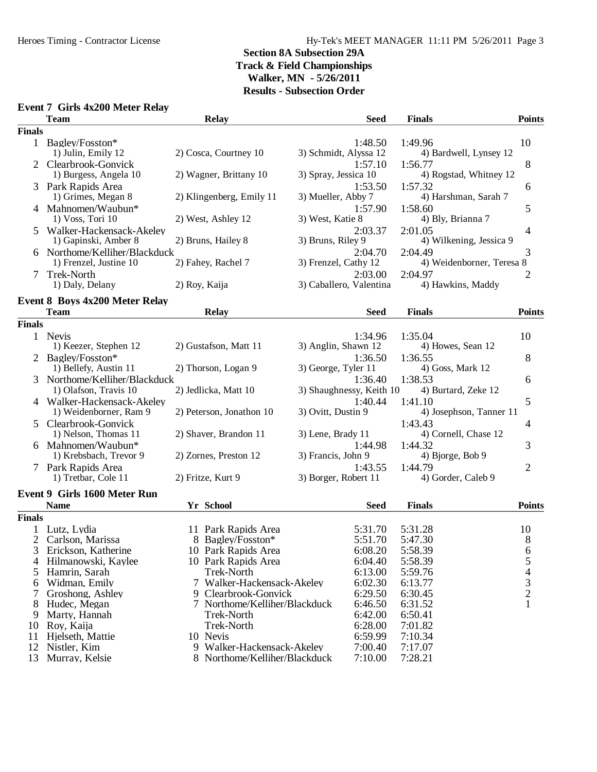## Section 8A Subsection 29A
## Track & Field Championships
## Walker, MN - 5/26/2011
## Results - Subsection Order

### Event 7 Girls 4x200 Meter Relay

| Place | Team | Relay | Seed | Finals | Points |
|---|---|---|---|---|---|
| **Finals** | | | | | |
| 1 | Bagley/Fosston* | | 1:48.50 | 1:49.96 | 10 |
| | 1) Julin, Emily 12 | 2) Cosca, Courtney 10 | 3) Schmidt, Alyssa 12 | 4) Bardwell, Lynsey 12 | |
| 2 | Clearbrook-Gonvick | | 1:57.10 | 1:56.77 | 8 |
| | 1) Burgess, Angela 10 | 2) Wagner, Brittany 10 | 3) Spray, Jessica 10 | 4) Rogstad, Whitney 12 | |
| 3 | Park Rapids Area | | 1:53.50 | 1:57.32 | 6 |
| | 1) Grimes, Megan 8 | 2) Klingenberg, Emily 11 | 3) Mueller, Abby 7 | 4) Harshman, Sarah 7 | |
| 4 | Mahnomen/Waubun* | | 1:57.90 | 1:58.60 | 5 |
| | 1) Voss, Tori 10 | 2) West, Ashley 12 | 3) West, Katie 8 | 4) Bly, Brianna 7 | |
| 5 | Walker-Hackensack-Akeley | | 2:03.37 | 2:01.05 | 4 |
| | 1) Gapinski, Amber 8 | 2) Bruns, Hailey 8 | 3) Bruns, Riley 9 | 4) Wilkening, Jessica 9 | |
| 6 | Northome/Kelliher/Blackduck | | 2:04.70 | 2:04.49 | 3 |
| | 1) Frenzel, Justine 10 | 2) Fahey, Rachel 7 | 3) Frenzel, Cathy 12 | 4) Weidenborner, Teresa 8 | |
| 7 | Trek-North | | 2:03.00 | 2:04.97 | 2 |
| | 1) Daly, Delany | 2) Roy, Kaija | 3) Caballero, Valentina | 4) Hawkins, Maddy | |

### Event 8 Boys 4x200 Meter Relay

| Place | Team | Relay | Seed | Finals | Points |
|---|---|---|---|---|---|
| **Finals** | | | | | |
| 1 | Nevis | | 1:34.96 | 1:35.04 | 10 |
| | 1) Keezer, Stephen 12 | 2) Gustafson, Matt 11 | 3) Anglin, Shawn 12 | 4) Howes, Sean 12 | |
| 2 | Bagley/Fosston* | | 1:36.50 | 1:36.55 | 8 |
| | 1) Bellefy, Austin 11 | 2) Thorson, Logan 9 | 3) George, Tyler 11 | 4) Goss, Mark 12 | |
| 3 | Northome/Kelliher/Blackduck | | 1:36.40 | 1:38.53 | 6 |
| | 1) Olafson, Travis 10 | 2) Jedlicka, Matt 10 | 3) Shaughnessy, Keith 10 | 4) Burtard, Zeke 12 | |
| 4 | Walker-Hackensack-Akeley | | 1:40.44 | 1:41.10 | 5 |
| | 1) Weidenborner, Ram 9 | 2) Peterson, Jonathon 10 | 3) Ovitt, Dustin 9 | 4) Josephson, Tanner 11 | |
| 5 | Clearbrook-Gonvick | | | 1:43.43 | 4 |
| | 1) Nelson, Thomas 11 | 2) Shaver, Brandon 11 | 3) Lene, Brady 11 | 4) Cornell, Chase 12 | |
| 6 | Mahnomen/Waubun* | | 1:44.98 | 1:44.32 | 3 |
| | 1) Krebsbach, Trevor 9 | 2) Zornes, Preston 12 | 3) Francis, John 9 | 4) Bjorge, Bob 9 | |
| 7 | Park Rapids Area | | 1:43.55 | 1:44.79 | 2 |
| | 1) Tretbar, Cole 11 | 2) Fritze, Kurt 9 | 3) Borger, Robert 11 | 4) Gorder, Caleb 9 | |

### Event 9 Girls 1600 Meter Run

| Place | Name | Yr | School | Seed | Finals | Points |
|---|---|---|---|---|---|---|
| **Finals** | | | | | | |
| 1 | Lutz, Lydia | 11 | Park Rapids Area | 5:31.70 | 5:31.28 | 10 |
| 2 | Carlson, Marissa | 8 | Bagley/Fosston* | 5:51.70 | 5:47.30 | 8 |
| 3 | Erickson, Katherine | 10 | Park Rapids Area | 6:08.20 | 5:58.39 | 6 |
| 4 | Hilmanowski, Kaylee | 10 | Park Rapids Area | 6:04.40 | 5:58.39 | 5 |
| 5 | Hamrin, Sarah | | Trek-North | 6:13.00 | 5:59.76 | 4 |
| 6 | Widman, Emily | 7 | Walker-Hackensack-Akeley | 6:02.30 | 6:13.77 | 3 |
| 7 | Groshong, Ashley | 9 | Clearbrook-Gonvick | 6:29.50 | 6:30.45 | 2 |
| 8 | Hudec, Megan | 7 | Northome/Kelliher/Blackduck | 6:46.50 | 6:31.52 | 1 |
| 9 | Marty, Hannah | | Trek-North | 6:42.00 | 6:50.41 | |
| 10 | Roy, Kaija | | Trek-North | 6:28.00 | 7:01.82 | |
| 11 | Hjelseth, Mattie | 10 | Nevis | 6:59.99 | 7:10.34 | |
| 12 | Nistler, Kim | 9 | Walker-Hackensack-Akeley | 7:00.40 | 7:17.07 | |
| 13 | Murray, Kelsie | 8 | Northome/Kelliher/Blackduck | 7:10.00 | 7:28.21 | |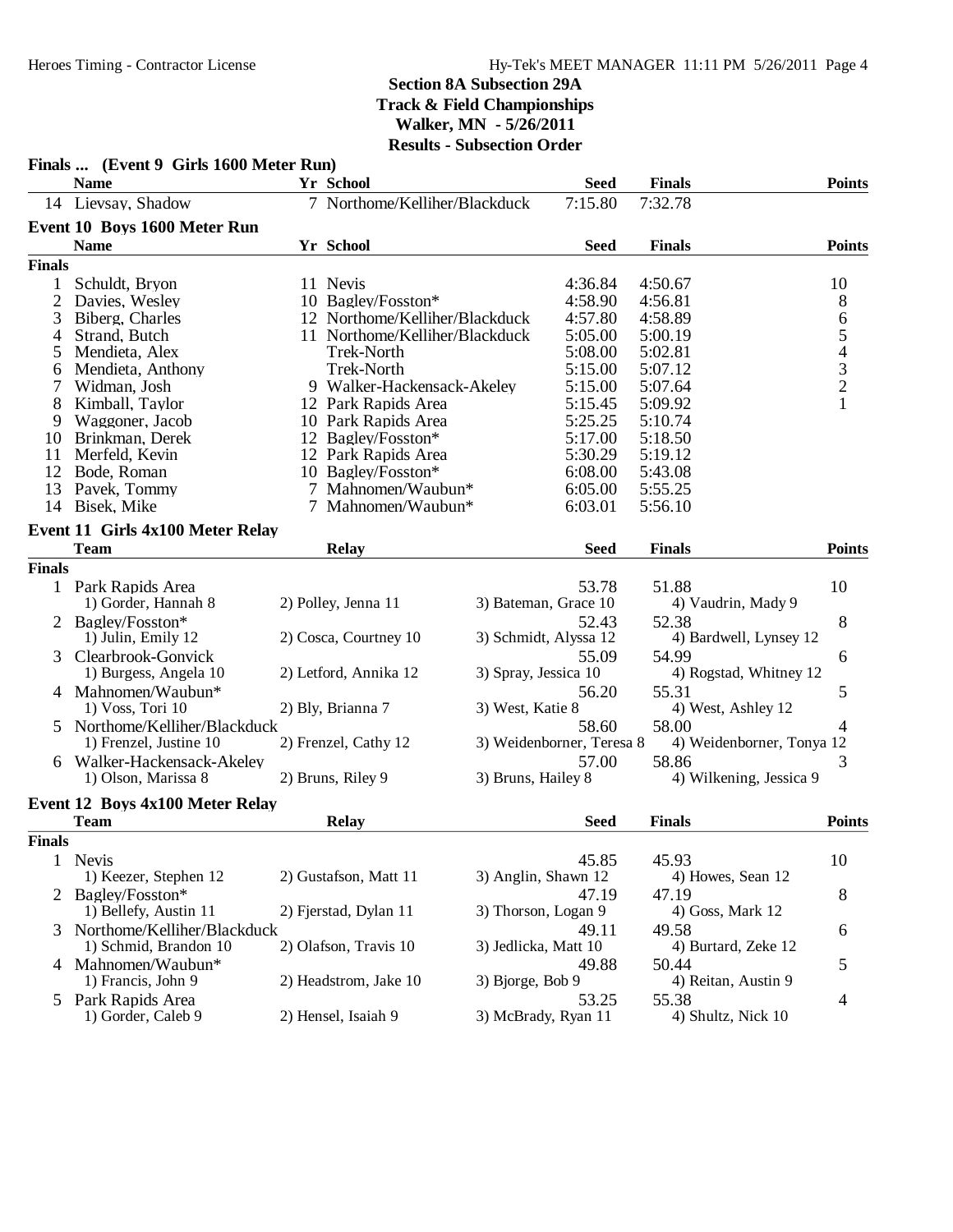**Section 8A Subsection 29A**
**Track & Field Championships**
**Walker, MN - 5/26/2011**
**Results - Subsection Order**

### Finals ... (Event 9 Girls 1600 Meter Run)

| | Name | Yr | School | Seed | Finals | Points |
|---|---|---|---|---|---|---|
| 14 | Lievsay, Shadow | 7 | Northome/Kelliher/Blackduck | 7:15.80 | 7:32.78 | |

### Event 10 Boys 1600 Meter Run

| | Name | Yr | School | Seed | Finals | Points |
|---|---|---|---|---|---|---|
| **Finals** | | | | | | |
| 1 | Schuldt, Bryon | 11 | Nevis | 4:36.84 | 4:50.67 | 10 |
| 2 | Davies, Wesley | 10 | Bagley/Fosston* | 4:58.90 | 4:56.81 | 8 |
| 3 | Biberg, Charles | 12 | Northome/Kelliher/Blackduck | 4:57.80 | 4:58.89 | 6 |
| 4 | Strand, Butch | 11 | Northome/Kelliher/Blackduck | 5:05.00 | 5:00.19 | 5 |
| 5 | Mendieta, Alex | | Trek-North | 5:08.00 | 5:02.81 | 4 |
| 6 | Mendieta, Anthony | | Trek-North | 5:15.00 | 5:07.12 | 3 |
| 7 | Widman, Josh | 9 | Walker-Hackensack-Akeley | 5:15.00 | 5:07.64 | 2 |
| 8 | Kimball, Taylor | 12 | Park Rapids Area | 5:15.45 | 5:09.92 | 1 |
| 9 | Waggoner, Jacob | 10 | Park Rapids Area | 5:25.25 | 5:10.74 | |
| 10 | Brinkman, Derek | 12 | Bagley/Fosston* | 5:17.00 | 5:18.50 | |
| 11 | Merfeld, Kevin | 12 | Park Rapids Area | 5:30.29 | 5:19.12 | |
| 12 | Bode, Roman | 10 | Bagley/Fosston* | 6:08.00 | 5:43.08 | |
| 13 | Pavek, Tommy | 7 | Mahnomen/Waubun* | 6:05.00 | 5:55.25 | |
| 14 | Bisek, Mike | 7 | Mahnomen/Waubun* | 6:03.01 | 5:56.10 | |

### Event 11 Girls 4x100 Meter Relay

| | Team | Relay | | Seed | Finals | Points |
|---|---|---|---|---|---|---|
| **Finals** | | | | | | |
| 1 | Park Rapids Area | | | 53.78 | 51.88 | 10 |
| | 1) Gorder, Hannah 8 | 2) Polley, Jenna 11 | 3) Bateman, Grace 10 | | 4) Vaudrin, Mady 9 | |
| 2 | Bagley/Fosston* | | | 52.43 | 52.38 | 8 |
| | 1) Julin, Emily 12 | 2) Cosca, Courtney 10 | 3) Schmidt, Alyssa 12 | | 4) Bardwell, Lynsey 12 | |
| 3 | Clearbrook-Gonvick | | | 55.09 | 54.99 | 6 |
| | 1) Burgess, Angela 10 | 2) Letford, Annika 12 | 3) Spray, Jessica 10 | | 4) Rogstad, Whitney 12 | |
| 4 | Mahnomen/Waubun* | | | 56.20 | 55.31 | 5 |
| | 1) Voss, Tori 10 | 2) Bly, Brianna 7 | 3) West, Katie 8 | | 4) West, Ashley 12 | |
| 5 | Northome/Kelliher/Blackduck | | | 58.60 | 58.00 | 4 |
| | 1) Frenzel, Justine 10 | 2) Frenzel, Cathy 12 | 3) Weidenborner, Teresa 8 | | 4) Weidenborner, Tonya 12 | |
| 6 | Walker-Hackensack-Akeley | | | 57.00 | 58.86 | 3 |
| | 1) Olson, Marissa 8 | 2) Bruns, Riley 9 | 3) Bruns, Hailey 8 | | 4) Wilkening, Jessica 9 | |

### Event 12 Boys 4x100 Meter Relay

| | Team | Relay | | Seed | Finals | Points |
|---|---|---|---|---|---|---|
| **Finals** | | | | | | |
| 1 | Nevis | | | 45.85 | 45.93 | 10 |
| | 1) Keezer, Stephen 12 | 2) Gustafson, Matt 11 | 3) Anglin, Shawn 12 | | 4) Howes, Sean 12 | |
| 2 | Bagley/Fosston* | | | 47.19 | 47.19 | 8 |
| | 1) Bellefy, Austin 11 | 2) Fjerstad, Dylan 11 | 3) Thorson, Logan 9 | | 4) Goss, Mark 12 | |
| 3 | Northome/Kelliher/Blackduck | | | 49.11 | 49.58 | 6 |
| | 1) Schmid, Brandon 10 | 2) Olafson, Travis 10 | 3) Jedlicka, Matt 10 | | 4) Burtard, Zeke 12 | |
| 4 | Mahnomen/Waubun* | | | 49.88 | 50.44 | 5 |
| | 1) Francis, John 9 | 2) Headstrom, Jake 10 | 3) Bjorge, Bob 9 | | 4) Reitan, Austin 9 | |
| 5 | Park Rapids Area | | | 53.25 | 55.38 | 4 |
| | 1) Gorder, Caleb 9 | 2) Hensel, Isaiah 9 | 3) McBrady, Ryan 11 | | 4) Shultz, Nick 10 | |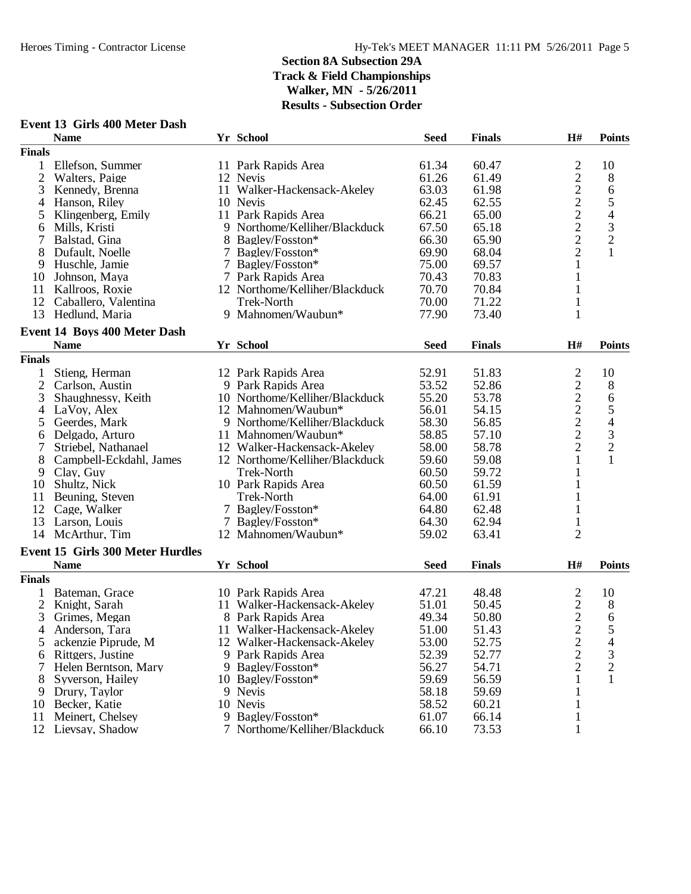**Section 8A Subsection 29A**
**Track & Field Championships**
**Walker, MN - 5/26/2011**
**Results - Subsection Order**

### Event 13 Girls 400 Meter Dash

| | Name | Yr | School | Seed | Finals | H# | Points |
|---|---|---|---|---|---|---|---|
| **Finals** | | | | | | | |
| 1 | Ellefson, Summer | 11 | Park Rapids Area | 61.34 | 60.47 | 2 | 10 |
| 2 | Walters, Paige | 12 | Nevis | 61.26 | 61.49 | 2 | 8 |
| 3 | Kennedy, Brenna | 11 | Walker-Hackensack-Akeley | 63.03 | 61.98 | 2 | 6 |
| 4 | Hanson, Riley | 10 | Nevis | 62.45 | 62.55 | 2 | 5 |
| 5 | Klingenberg, Emily | 11 | Park Rapids Area | 66.21 | 65.00 | 2 | 4 |
| 6 | Mills, Kristi | 9 | Northome/Kelliher/Blackduck | 67.50 | 65.18 | 2 | 3 |
| 7 | Balstad, Gina | 8 | Bagley/Fosston* | 66.30 | 65.90 | 2 | 2 |
| 8 | Dufault, Noelle | 7 | Bagley/Fosston* | 69.90 | 68.04 | 2 | 1 |
| 9 | Huschle, Jamie | 7 | Bagley/Fosston* | 75.00 | 69.57 | 1 | |
| 10 | Johnson, Maya | 7 | Park Rapids Area | 70.43 | 70.83 | 1 | |
| 11 | Kallroos, Roxie | 12 | Northome/Kelliher/Blackduck | 70.70 | 70.84 | 1 | |
| 12 | Caballero, Valentina | | Trek-North | 70.00 | 71.22 | 1 | |
| 13 | Hedlund, Maria | 9 | Mahnomen/Waubun* | 77.90 | 73.40 | 1 | |

### Event 14 Boys 400 Meter Dash

| | Name | Yr | School | Seed | Finals | H# | Points |
|---|---|---|---|---|---|---|---|
| **Finals** | | | | | | | |
| 1 | Stieng, Herman | 12 | Park Rapids Area | 52.91 | 51.83 | 2 | 10 |
| 2 | Carlson, Austin | 9 | Park Rapids Area | 53.52 | 52.86 | 2 | 8 |
| 3 | Shaughnessy, Keith | 10 | Northome/Kelliher/Blackduck | 55.20 | 53.78 | 2 | 6 |
| 4 | LaVoy, Alex | 12 | Mahnomen/Waubun* | 56.01 | 54.15 | 2 | 5 |
| 5 | Geerdes, Mark | 9 | Northome/Kelliher/Blackduck | 58.30 | 56.85 | 2 | 4 |
| 6 | Delgado, Arturo | 11 | Mahnomen/Waubun* | 58.85 | 57.10 | 2 | 3 |
| 7 | Striebel, Nathanael | 12 | Walker-Hackensack-Akeley | 58.00 | 58.78 | 2 | 2 |
| 8 | Campbell-Eckdahl, James | 12 | Northome/Kelliher/Blackduck | 59.60 | 59.08 | 1 | 1 |
| 9 | Clay, Guy | | Trek-North | 60.50 | 59.72 | 1 | |
| 10 | Shultz, Nick | 10 | Park Rapids Area | 60.50 | 61.59 | 1 | |
| 11 | Beuning, Steven | | Trek-North | 64.00 | 61.91 | 1 | |
| 12 | Cage, Walker | 7 | Bagley/Fosston* | 64.80 | 62.48 | 1 | |
| 13 | Larson, Louis | 7 | Bagley/Fosston* | 64.30 | 62.94 | 1 | |
| 14 | McArthur, Tim | 12 | Mahnomen/Waubun* | 59.02 | 63.41 | 2 | |

### Event 15 Girls 300 Meter Hurdles

| | Name | Yr | School | Seed | Finals | H# | Points |
|---|---|---|---|---|---|---|---|
| **Finals** | | | | | | | |
| 1 | Bateman, Grace | 10 | Park Rapids Area | 47.21 | 48.48 | 2 | 10 |
| 2 | Knight, Sarah | 11 | Walker-Hackensack-Akeley | 51.01 | 50.45 | 2 | 8 |
| 3 | Grimes, Megan | 8 | Park Rapids Area | 49.34 | 50.80 | 2 | 6 |
| 4 | Anderson, Tara | 11 | Walker-Hackensack-Akeley | 51.00 | 51.43 | 2 | 5 |
| 5 | ackenzie Piprude, M | 12 | Walker-Hackensack-Akeley | 53.00 | 52.75 | 2 | 4 |
| 6 | Rittgers, Justine | 9 | Park Rapids Area | 52.39 | 52.77 | 2 | 3 |
| 7 | Helen Berntson, Mary | 9 | Bagley/Fosston* | 56.27 | 54.71 | 2 | 2 |
| 8 | Syverson, Hailey | 10 | Bagley/Fosston* | 59.69 | 56.59 | 1 | 1 |
| 9 | Drury, Taylor | 9 | Nevis | 58.18 | 59.69 | 1 | |
| 10 | Becker, Katie | 10 | Nevis | 58.52 | 60.21 | 1 | |
| 11 | Meinert, Chelsey | 9 | Bagley/Fosston* | 61.07 | 66.14 | 1 | |
| 12 | Lievsay, Shadow | 7 | Northome/Kelliher/Blackduck | 66.10 | 73.53 | 1 | |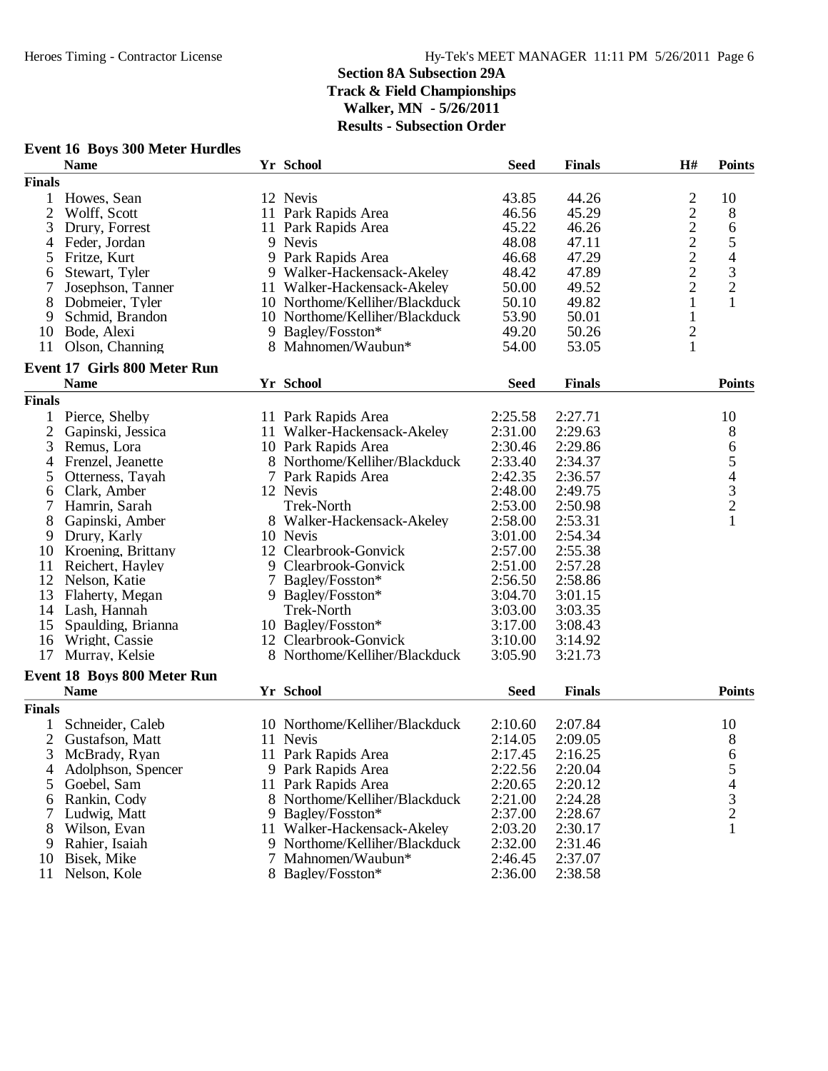## Section 8A Subsection 29A
## Track & Field Championships
## Walker, MN - 5/26/2011
## Results - Subsection Order

### Event 16 Boys 300 Meter Hurdles

| | Name | Yr | School | Seed | Finals | H# | Points |
|---|---|---|---|---|---|---|---|
| **Finals** | | | | | | | |
| 1 | Howes, Sean | 12 | Nevis | 43.85 | 44.26 | 2 | 10 |
| 2 | Wolff, Scott | 11 | Park Rapids Area | 46.56 | 45.29 | 2 | 8 |
| 3 | Drury, Forrest | 11 | Park Rapids Area | 45.22 | 46.26 | 2 | 6 |
| 4 | Feder, Jordan | 9 | Nevis | 48.08 | 47.11 | 2 | 5 |
| 5 | Fritze, Kurt | 9 | Park Rapids Area | 46.68 | 47.29 | 2 | 4 |
| 6 | Stewart, Tyler | 9 | Walker-Hackensack-Akeley | 48.42 | 47.89 | 2 | 3 |
| 7 | Josephson, Tanner | 11 | Walker-Hackensack-Akeley | 50.00 | 49.52 | 2 | 2 |
| 8 | Dobmeier, Tyler | 10 | Northome/Kelliher/Blackduck | 50.10 | 49.82 | 1 | 1 |
| 9 | Schmid, Brandon | 10 | Northome/Kelliher/Blackduck | 53.90 | 50.01 | 1 | |
| 10 | Bode, Alexi | 9 | Bagley/Fosston* | 49.20 | 50.26 | 2 | |
| 11 | Olson, Channing | 8 | Mahnomen/Waubun* | 54.00 | 53.05 | 1 | |

### Event 17 Girls 800 Meter Run

| | Name | Yr | School | Seed | Finals | Points |
|---|---|---|---|---|---|---|
| **Finals** | | | | | | |
| 1 | Pierce, Shelby | 11 | Park Rapids Area | 2:25.58 | 2:27.71 | 10 |
| 2 | Gapinski, Jessica | 11 | Walker-Hackensack-Akeley | 2:31.00 | 2:29.63 | 8 |
| 3 | Remus, Lora | 10 | Park Rapids Area | 2:30.46 | 2:29.86 | 6 |
| 4 | Frenzel, Jeanette | 8 | Northome/Kelliher/Blackduck | 2:33.40 | 2:34.37 | 5 |
| 5 | Otterness, Tayah | 7 | Park Rapids Area | 2:42.35 | 2:36.57 | 4 |
| 6 | Clark, Amber | 12 | Nevis | 2:48.00 | 2:49.75 | 3 |
| 7 | Hamrin, Sarah | | Trek-North | 2:53.00 | 2:50.98 | 2 |
| 8 | Gapinski, Amber | 8 | Walker-Hackensack-Akeley | 2:58.00 | 2:53.31 | 1 |
| 9 | Drury, Karly | 10 | Nevis | 3:01.00 | 2:54.34 | |
| 10 | Kroening, Brittany | 12 | Clearbrook-Gonvick | 2:57.00 | 2:55.38 | |
| 11 | Reichert, Hayley | 9 | Clearbrook-Gonvick | 2:51.00 | 2:57.28 | |
| 12 | Nelson, Katie | 7 | Bagley/Fosston* | 2:56.50 | 2:58.86 | |
| 13 | Flaherty, Megan | 9 | Bagley/Fosston* | 3:04.70 | 3:01.15 | |
| 14 | Lash, Hannah | | Trek-North | 3:03.00 | 3:03.35 | |
| 15 | Spaulding, Brianna | 10 | Bagley/Fosston* | 3:17.00 | 3:08.43 | |
| 16 | Wright, Cassie | 12 | Clearbrook-Gonvick | 3:10.00 | 3:14.92 | |
| 17 | Murray, Kelsie | 8 | Northome/Kelliher/Blackduck | 3:05.90 | 3:21.73 | |

### Event 18 Boys 800 Meter Run

| | Name | Yr | School | Seed | Finals | Points |
|---|---|---|---|---|---|---|
| **Finals** | | | | | | |
| 1 | Schneider, Caleb | 10 | Northome/Kelliher/Blackduck | 2:10.60 | 2:07.84 | 10 |
| 2 | Gustafson, Matt | 11 | Nevis | 2:14.05 | 2:09.05 | 8 |
| 3 | McBrady, Ryan | 11 | Park Rapids Area | 2:17.45 | 2:16.25 | 6 |
| 4 | Adolphson, Spencer | 9 | Park Rapids Area | 2:22.56 | 2:20.04 | 5 |
| 5 | Goebel, Sam | 11 | Park Rapids Area | 2:20.65 | 2:20.12 | 4 |
| 6 | Rankin, Cody | 8 | Northome/Kelliher/Blackduck | 2:21.00 | 2:24.28 | 3 |
| 7 | Ludwig, Matt | 9 | Bagley/Fosston* | 2:37.00 | 2:28.67 | 2 |
| 8 | Wilson, Evan | 11 | Walker-Hackensack-Akeley | 2:03.20 | 2:30.17 | 1 |
| 9 | Rahier, Isaiah | 9 | Northome/Kelliher/Blackduck | 2:32.00 | 2:31.46 | |
| 10 | Bisek, Mike | 7 | Mahnomen/Waubun* | 2:46.45 | 2:37.07 | |
| 11 | Nelson, Kole | 8 | Bagley/Fosston* | 2:36.00 | 2:38.58 | |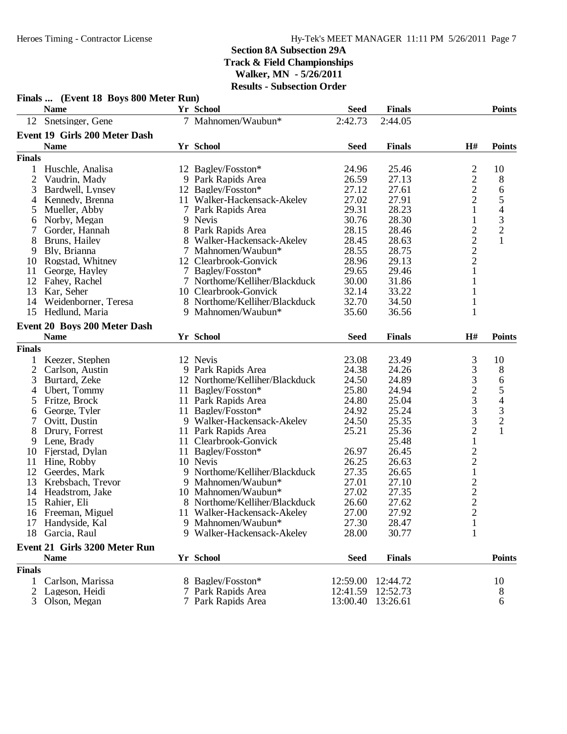## Section 8A Subsection 29A
## Track & Field Championships
## Walker, MN - 5/26/2011
## Results - Subsection Order

### Finals ... (Event 18 Boys 800 Meter Run)

| | Name | Yr | School | Seed | Finals | Points |
|---|---|---|---|---|---|---|
| 12 | Snetsinger, Gene | 7 | Mahnomen/Waubun* | 2:42.73 | 2:44.05 | |

### Event 19 Girls 200 Meter Dash

| | Name | Yr | School | Seed | Finals | H# | Points |
|---|---|---|---|---|---|---|---|
| **Finals** | | | | | | | |
| 1 | Huschle, Analisa | 12 | Bagley/Fosston* | 24.96 | 25.46 | 2 | 10 |
| 2 | Vaudrin, Mady | 9 | Park Rapids Area | 26.59 | 27.13 | 2 | 8 |
| 3 | Bardwell, Lynsey | 12 | Bagley/Fosston* | 27.12 | 27.61 | 2 | 6 |
| 4 | Kennedy, Brenna | 11 | Walker-Hackensack-Akeley | 27.02 | 27.91 | 2 | 5 |
| 5 | Mueller, Abby | 7 | Park Rapids Area | 29.31 | 28.23 | 1 | 4 |
| 6 | Norby, Megan | 9 | Nevis | 30.76 | 28.30 | 1 | 3 |
| 7 | Gorder, Hannah | 8 | Park Rapids Area | 28.15 | 28.46 | 2 | 2 |
| 8 | Bruns, Hailey | 8 | Walker-Hackensack-Akeley | 28.45 | 28.63 | 2 | 1 |
| 9 | Bly, Brianna | 7 | Mahnomen/Waubun* | 28.55 | 28.75 | 2 | |
| 10 | Rogstad, Whitney | 12 | Clearbrook-Gonvick | 28.96 | 29.13 | 2 | |
| 11 | George, Hayley | 7 | Bagley/Fosston* | 29.65 | 29.46 | 1 | |
| 12 | Fahey, Rachel | 7 | Northome/Kelliher/Blackduck | 30.00 | 31.86 | 1 | |
| 13 | Kar, Seher | 10 | Clearbrook-Gonvick | 32.14 | 33.22 | 1 | |
| 14 | Weidenborner, Teresa | 8 | Northome/Kelliher/Blackduck | 32.70 | 34.50 | 1 | |
| 15 | Hedlund, Maria | 9 | Mahnomen/Waubun* | 35.60 | 36.56 | 1 | |

### Event 20 Boys 200 Meter Dash

| | Name | Yr | School | Seed | Finals | H# | Points |
|---|---|---|---|---|---|---|---|
| **Finals** | | | | | | | |
| 1 | Keezer, Stephen | 12 | Nevis | 23.08 | 23.49 | 3 | 10 |
| 2 | Carlson, Austin | 9 | Park Rapids Area | 24.38 | 24.26 | 3 | 8 |
| 3 | Burtard, Zeke | 12 | Northome/Kelliher/Blackduck | 24.50 | 24.89 | 3 | 6 |
| 4 | Ubert, Tommy | 11 | Bagley/Fosston* | 25.80 | 24.94 | 2 | 5 |
| 5 | Fritze, Brock | 11 | Park Rapids Area | 24.80 | 25.04 | 3 | 4 |
| 6 | George, Tyler | 11 | Bagley/Fosston* | 24.92 | 25.24 | 3 | 3 |
| 7 | Ovitt, Dustin | 9 | Walker-Hackensack-Akeley | 24.50 | 25.35 | 3 | 2 |
| 8 | Drury, Forrest | 11 | Park Rapids Area | 25.21 | 25.36 | 2 | 1 |
| 9 | Lene, Brady | 11 | Clearbrook-Gonvick | | 25.48 | 1 | |
| 10 | Fjerstad, Dylan | 11 | Bagley/Fosston* | 26.97 | 26.45 | 2 | |
| 11 | Hine, Robby | 10 | Nevis | 26.25 | 26.63 | 2 | |
| 12 | Geerdes, Mark | 9 | Northome/Kelliher/Blackduck | 27.35 | 26.65 | 1 | |
| 13 | Krebsbach, Trevor | 9 | Mahnomen/Waubun* | 27.01 | 27.10 | 2 | |
| 14 | Headstrom, Jake | 10 | Mahnomen/Waubun* | 27.02 | 27.35 | 2 | |
| 15 | Rahier, Eli | 8 | Northome/Kelliher/Blackduck | 26.60 | 27.62 | 2 | |
| 16 | Freeman, Miguel | 11 | Walker-Hackensack-Akeley | 27.00 | 27.92 | 2 | |
| 17 | Handyside, Kal | 9 | Mahnomen/Waubun* | 27.30 | 28.47 | 1 | |
| 18 | Garcia, Raul | 9 | Walker-Hackensack-Akeley | 28.00 | 30.77 | 1 | |

### Event 21 Girls 3200 Meter Run

| | Name | Yr | School | Seed | Finals | Points |
|---|---|---|---|---|---|---|
| **Finals** | | | | | | |
| 1 | Carlson, Marissa | 8 | Bagley/Fosston* | 12:59.00 | 12:44.72 | 10 |
| 2 | Lageson, Heidi | 7 | Park Rapids Area | 12:41.59 | 12:52.73 | 8 |
| 3 | Olson, Megan | 7 | Park Rapids Area | 13:00.40 | 13:26.61 | 6 |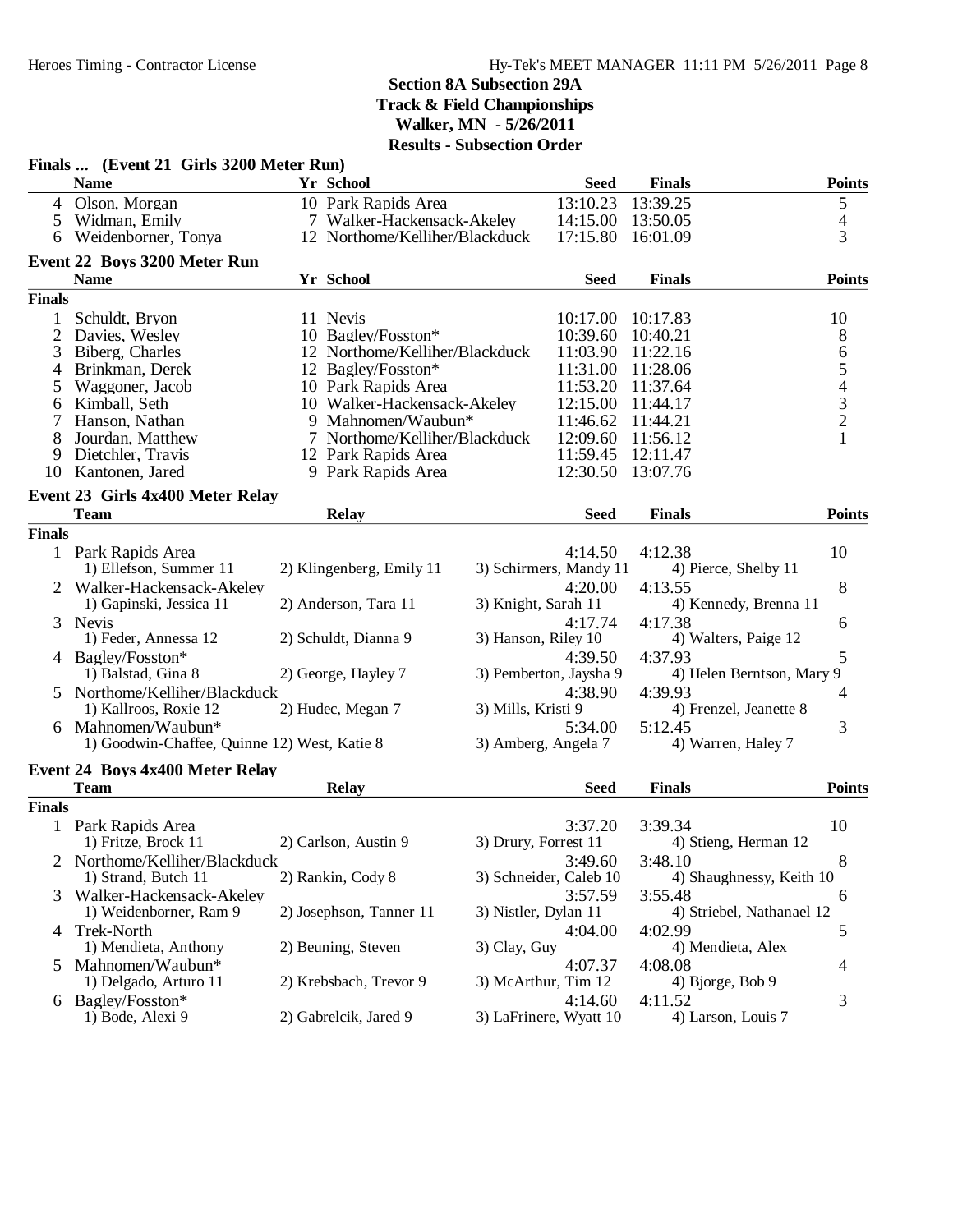## Section 8A Subsection 29A
## Track & Field Championships
## Walker, MN - 5/26/2011
## Results - Subsection Order

### Finals ... (Event 21 Girls 3200 Meter Run)

| | Name | Yr | School | Seed | Finals | Points |
|---|---|---|---|---|---|---|
| 4 | Olson, Morgan | 10 | Park Rapids Area | 13:10.23 | 13:39.25 | 5 |
| 5 | Widman, Emily | 7 | Walker-Hackensack-Akeley | 14:15.00 | 13:50.05 | 4 |
| 6 | Weidenborner, Tonya | 12 | Northome/Kelliher/Blackduck | 17:15.80 | 16:01.09 | 3 |

### Event 22 Boys 3200 Meter Run

| | Name | Yr | School | Seed | Finals | Points |
|---|---|---|---|---|---|---|
| **Finals** | | | | | | |
| 1 | Schuldt, Bryon | 11 | Nevis | 10:17.00 | 10:17.83 | 10 |
| 2 | Davies, Wesley | 10 | Bagley/Fosston* | 10:39.60 | 10:40.21 | 8 |
| 3 | Biberg, Charles | 12 | Northome/Kelliher/Blackduck | 11:03.90 | 11:22.16 | 6 |
| 4 | Brinkman, Derek | 12 | Bagley/Fosston* | 11:31.00 | 11:28.06 | 5 |
| 5 | Waggoner, Jacob | 10 | Park Rapids Area | 11:53.20 | 11:37.64 | 4 |
| 6 | Kimball, Seth | 10 | Walker-Hackensack-Akeley | 12:15.00 | 11:44.17 | 3 |
| 7 | Hanson, Nathan | 9 | Mahnomen/Waubun* | 11:46.62 | 11:44.21 | 2 |
| 8 | Jourdan, Matthew | 7 | Northome/Kelliher/Blackduck | 12:09.60 | 11:56.12 | 1 |
| 9 | Dietchler, Travis | 12 | Park Rapids Area | 11:59.45 | 12:11.47 | |
| 10 | Kantonen, Jared | 9 | Park Rapids Area | 12:30.50 | 13:07.76 | |

### Event 23 Girls 4x400 Meter Relay

| | Team | Relay | Seed | Finals | Points |
|---|---|---|---|---|---|
| **Finals** | | | | | |
| 1 | Park Rapids Area | | 4:14.50 | 4:12.38 | 10 |
| | 1) Ellefson, Summer 11 | 2) Klingenberg, Emily 11 | 3) Schirmers, Mandy 11 | 4) Pierce, Shelby 11 | |
| 2 | Walker-Hackensack-Akeley | | 4:20.00 | 4:13.55 | 8 |
| | 1) Gapinski, Jessica 11 | 2) Anderson, Tara 11 | 3) Knight, Sarah 11 | 4) Kennedy, Brenna 11 | |
| 3 | Nevis | | 4:17.74 | 4:17.38 | 6 |
| | 1) Feder, Annessa 12 | 2) Schuldt, Dianna 9 | 3) Hanson, Riley 10 | 4) Walters, Paige 12 | |
| 4 | Bagley/Fosston* | | 4:39.50 | 4:37.93 | 5 |
| | 1) Balstad, Gina 8 | 2) George, Hayley 7 | 3) Pemberton, Jaysha 9 | 4) Helen Berntson, Mary 9 | |
| 5 | Northome/Kelliher/Blackduck | | 4:38.90 | 4:39.93 | 4 |
| | 1) Kallroos, Roxie 12 | 2) Hudec, Megan 7 | 3) Mills, Kristi 9 | 4) Frenzel, Jeanette 8 | |
| 6 | Mahnomen/Waubun* | | 5:34.00 | 5:12.45 | 3 |
| | 1) Goodwin-Chaffee, Quinne 12 | 2) West, Katie 8 | 3) Amberg, Angela 7 | 4) Warren, Haley 7 | |

### Event 24 Boys 4x400 Meter Relay

| | Team | Relay | Seed | Finals | Points |
|---|---|---|---|---|---|
| **Finals** | | | | | |
| 1 | Park Rapids Area | | 3:37.20 | 3:39.34 | 10 |
| | 1) Fritze, Brock 11 | 2) Carlson, Austin 9 | 3) Drury, Forrest 11 | 4) Stieng, Herman 12 | |
| 2 | Northome/Kelliher/Blackduck | | 3:49.60 | 3:48.10 | 8 |
| | 1) Strand, Butch 11 | 2) Rankin, Cody 8 | 3) Schneider, Caleb 10 | 4) Shaughnessy, Keith 10 | |
| 3 | Walker-Hackensack-Akeley | | 3:57.59 | 3:55.48 | 6 |
| | 1) Weidenborner, Ram 9 | 2) Josephson, Tanner 11 | 3) Nistler, Dylan 11 | 4) Striebel, Nathanael 12 | |
| 4 | Trek-North | | 4:04.00 | 4:02.99 | 5 |
| | 1) Mendieta, Anthony | 2) Beuning, Steven | 3) Clay, Guy | 4) Mendieta, Alex | |
| 5 | Mahnomen/Waubun* | | 4:07.37 | 4:08.08 | 4 |
| | 1) Delgado, Arturo 11 | 2) Krebsbach, Trevor 9 | 3) McArthur, Tim 12 | 4) Bjorge, Bob 9 | |
| 6 | Bagley/Fosston* | | 4:14.60 | 4:11.52 | 3 |
| | 1) Bode, Alexi 9 | 2) Gabrelcik, Jared 9 | 3) LaFrinere, Wyatt 10 | 4) Larson, Louis 7 | |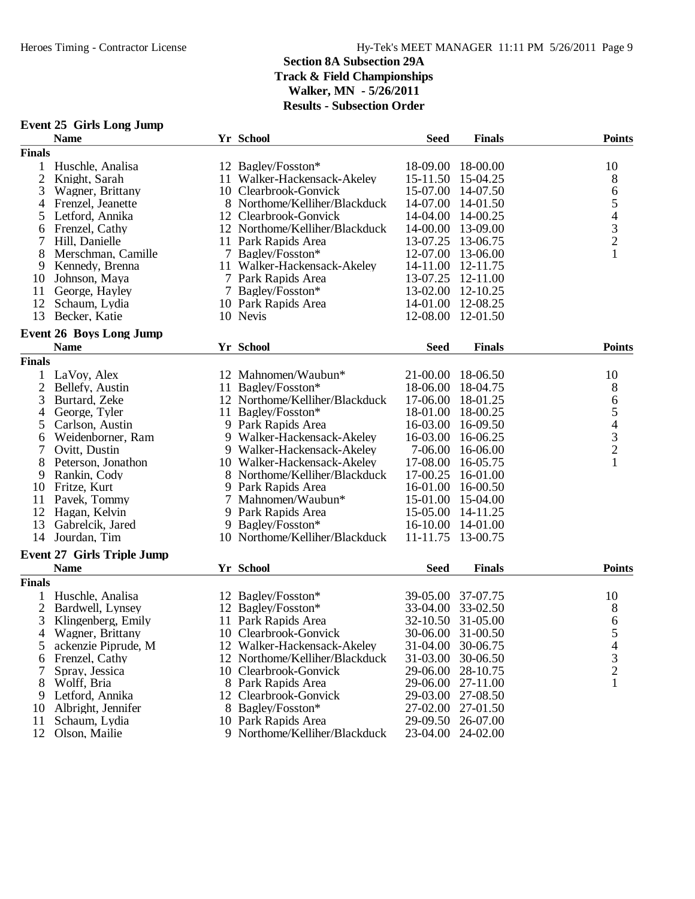## Section 8A Subsection 29A
## Track & Field Championships
## Walker, MN - 5/26/2011
## Results - Subsection Order

### Event 25 Girls Long Jump

| | Name | Yr | School | Seed | Finals | Points |
|---|---|---|---|---|---|---|
| **Finals** | | | | | | |
| 1 | Huschle, Analisa | 12 | Bagley/Fosston* | 18-09.00 | 18-00.00 | 10 |
| 2 | Knight, Sarah | 11 | Walker-Hackensack-Akeley | 15-11.50 | 15-04.25 | 8 |
| 3 | Wagner, Brittany | 10 | Clearbrook-Gonvick | 15-07.00 | 14-07.50 | 6 |
| 4 | Frenzel, Jeanette | 8 | Northome/Kelliher/Blackduck | 14-07.00 | 14-01.50 | 5 |
| 5 | Letford, Annika | 12 | Clearbrook-Gonvick | 14-04.00 | 14-00.25 | 4 |
| 6 | Frenzel, Cathy | 12 | Northome/Kelliher/Blackduck | 14-00.00 | 13-09.00 | 3 |
| 7 | Hill, Danielle | 11 | Park Rapids Area | 13-07.25 | 13-06.75 | 2 |
| 8 | Merschman, Camille | 7 | Bagley/Fosston* | 12-07.00 | 13-06.00 | 1 |
| 9 | Kennedy, Brenna | 11 | Walker-Hackensack-Akeley | 14-11.00 | 12-11.75 | |
| 10 | Johnson, Maya | 7 | Park Rapids Area | 13-07.25 | 12-11.00 | |
| 11 | George, Hayley | 7 | Bagley/Fosston* | 13-02.00 | 12-10.25 | |
| 12 | Schaum, Lydia | 10 | Park Rapids Area | 14-01.00 | 12-08.25 | |
| 13 | Becker, Katie | 10 | Nevis | 12-08.00 | 12-01.50 | |

### Event 26 Boys Long Jump

| | Name | Yr | School | Seed | Finals | Points |
|---|---|---|---|---|---|---|
| **Finals** | | | | | | |
| 1 | LaVoy, Alex | 12 | Mahnomen/Waubun* | 21-00.00 | 18-06.50 | 10 |
| 2 | Bellefy, Austin | 11 | Bagley/Fosston* | 18-06.00 | 18-04.75 | 8 |
| 3 | Burtard, Zeke | 12 | Northome/Kelliher/Blackduck | 17-06.00 | 18-01.25 | 6 |
| 4 | George, Tyler | 11 | Bagley/Fosston* | 18-01.00 | 18-00.25 | 5 |
| 5 | Carlson, Austin | 9 | Park Rapids Area | 16-03.00 | 16-09.50 | 4 |
| 6 | Weidenborner, Ram | 9 | Walker-Hackensack-Akeley | 16-03.00 | 16-06.25 | 3 |
| 7 | Ovitt, Dustin | 9 | Walker-Hackensack-Akeley | 7-06.00 | 16-06.00 | 2 |
| 8 | Peterson, Jonathon | 10 | Walker-Hackensack-Akeley | 17-08.00 | 16-05.75 | 1 |
| 9 | Rankin, Cody | 8 | Northome/Kelliher/Blackduck | 17-00.25 | 16-01.00 | |
| 10 | Fritze, Kurt | 9 | Park Rapids Area | 16-01.00 | 16-00.50 | |
| 11 | Pavek, Tommy | 7 | Mahnomen/Waubun* | 15-01.00 | 15-04.00 | |
| 12 | Hagan, Kelvin | 9 | Park Rapids Area | 15-05.00 | 14-11.25 | |
| 13 | Gabrelcik, Jared | 9 | Bagley/Fosston* | 16-10.00 | 14-01.00 | |
| 14 | Jourdan, Tim | 10 | Northome/Kelliher/Blackduck | 11-11.75 | 13-00.75 | |

### Event 27 Girls Triple Jump

| | Name | Yr | School | Seed | Finals | Points |
|---|---|---|---|---|---|---|
| **Finals** | | | | | | |
| 1 | Huschle, Analisa | 12 | Bagley/Fosston* | 39-05.00 | 37-07.75 | 10 |
| 2 | Bardwell, Lynsey | 12 | Bagley/Fosston* | 33-04.00 | 33-02.50 | 8 |
| 3 | Klingenberg, Emily | 11 | Park Rapids Area | 32-10.50 | 31-05.00 | 6 |
| 4 | Wagner, Brittany | 10 | Clearbrook-Gonvick | 30-06.00 | 31-00.50 | 5 |
| 5 | ackenzie Piprude, M | 12 | Walker-Hackensack-Akeley | 31-04.00 | 30-06.75 | 4 |
| 6 | Frenzel, Cathy | 12 | Northome/Kelliher/Blackduck | 31-03.00 | 30-06.50 | 3 |
| 7 | Spray, Jessica | 10 | Clearbrook-Gonvick | 29-06.00 | 28-10.75 | 2 |
| 8 | Wolff, Bria | 8 | Park Rapids Area | 29-06.00 | 27-11.00 | 1 |
| 9 | Letford, Annika | 12 | Clearbrook-Gonvick | 29-03.00 | 27-08.50 | |
| 10 | Albright, Jennifer | 8 | Bagley/Fosston* | 27-02.00 | 27-01.50 | |
| 11 | Schaum, Lydia | 10 | Park Rapids Area | 29-09.50 | 26-07.00 | |
| 12 | Olson, Mailie | 9 | Northome/Kelliher/Blackduck | 23-04.00 | 24-02.00 | |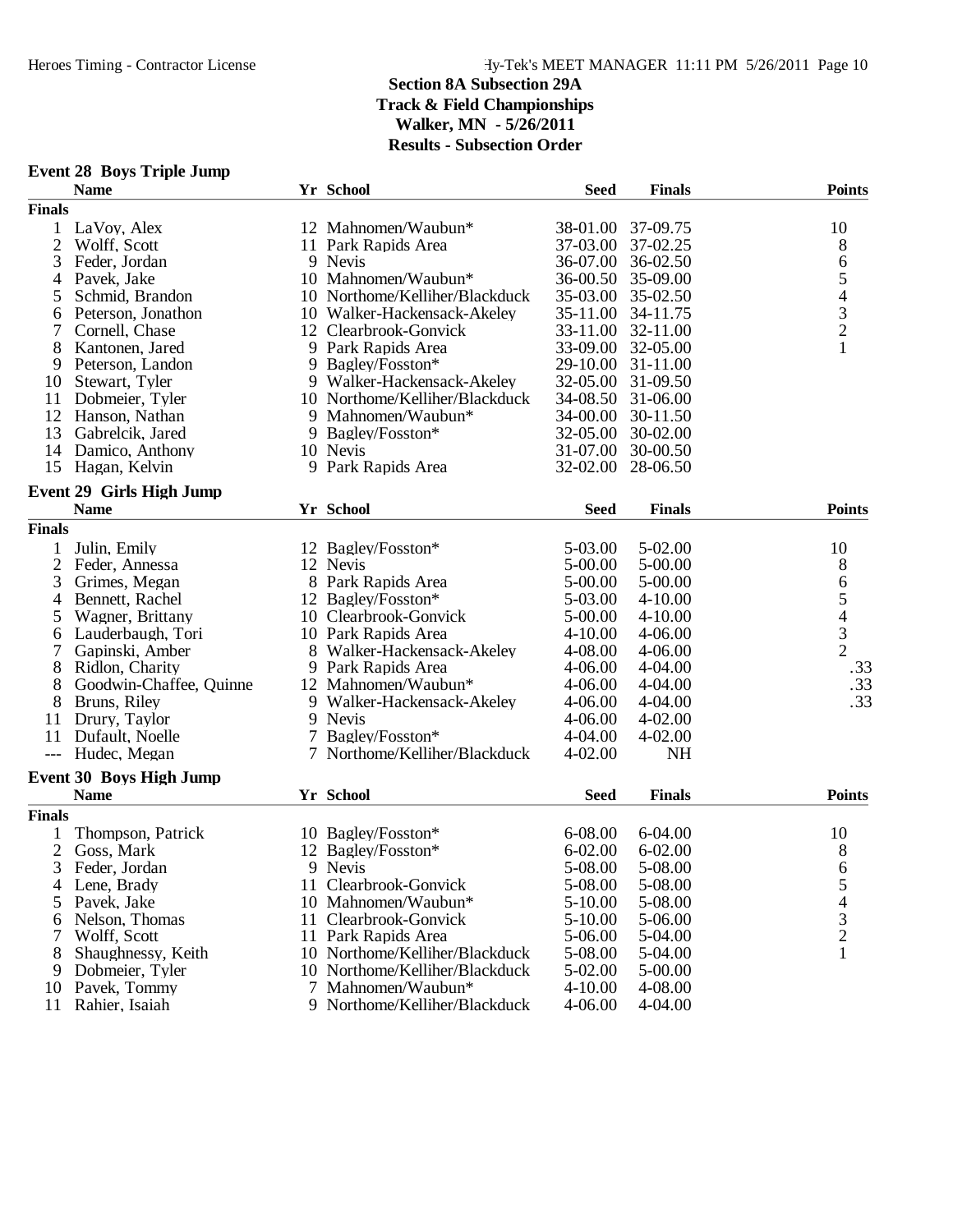**Section 8A Subsection 29A**
**Track & Field Championships**
**Walker, MN - 5/26/2011**
**Results - Subsection Order**

### Event 28 Boys Triple Jump

| | Name | Yr | School | Seed | Finals | Points |
|---|---|---|---|---|---|---|
| **Finals** | | | | | | |
| 1 | LaVoy, Alex | 12 | Mahnomen/Waubun* | 38-01.00 | 37-09.75 | 10 |
| 2 | Wolff, Scott | 11 | Park Rapids Area | 37-03.00 | 37-02.25 | 8 |
| 3 | Feder, Jordan | 9 | Nevis | 36-07.00 | 36-02.50 | 6 |
| 4 | Pavek, Jake | 10 | Mahnomen/Waubun* | 36-00.50 | 35-09.00 | 5 |
| 5 | Schmid, Brandon | 10 | Northome/Kelliher/Blackduck | 35-03.00 | 35-02.50 | 4 |
| 6 | Peterson, Jonathon | 10 | Walker-Hackensack-Akeley | 35-11.00 | 34-11.75 | 3 |
| 7 | Cornell, Chase | 12 | Clearbrook-Gonvick | 33-11.00 | 32-11.00 | 2 |
| 8 | Kantonen, Jared | 9 | Park Rapids Area | 33-09.00 | 32-05.00 | 1 |
| 9 | Peterson, Landon | 9 | Bagley/Fosston* | 29-10.00 | 31-11.00 | |
| 10 | Stewart, Tyler | 9 | Walker-Hackensack-Akeley | 32-05.00 | 31-09.50 | |
| 11 | Dobmeier, Tyler | 10 | Northome/Kelliher/Blackduck | 34-08.50 | 31-06.00 | |
| 12 | Hanson, Nathan | 9 | Mahnomen/Waubun* | 34-00.00 | 30-11.50 | |
| 13 | Gabrelcik, Jared | 9 | Bagley/Fosston* | 32-05.00 | 30-02.00 | |
| 14 | Damico, Anthony | 10 | Nevis | 31-07.00 | 30-00.50 | |
| 15 | Hagan, Kelvin | 9 | Park Rapids Area | 32-02.00 | 28-06.50 | |

### Event 29 Girls High Jump

| | Name | Yr | School | Seed | Finals | Points |
|---|---|---|---|---|---|---|
| **Finals** | | | | | | |
| 1 | Julin, Emily | 12 | Bagley/Fosston* | 5-03.00 | 5-02.00 | 10 |
| 2 | Feder, Annessa | 12 | Nevis | 5-00.00 | 5-00.00 | 8 |
| 3 | Grimes, Megan | 8 | Park Rapids Area | 5-00.00 | 5-00.00 | 6 |
| 4 | Bennett, Rachel | 12 | Bagley/Fosston* | 5-03.00 | 4-10.00 | 5 |
| 5 | Wagner, Brittany | 10 | Clearbrook-Gonvick | 5-00.00 | 4-10.00 | 4 |
| 6 | Lauderbaugh, Tori | 10 | Park Rapids Area | 4-10.00 | 4-06.00 | 3 |
| 7 | Gapinski, Amber | 8 | Walker-Hackensack-Akeley | 4-08.00 | 4-06.00 | 2 |
| 8 | Ridlon, Charity | 9 | Park Rapids Area | 4-06.00 | 4-04.00 | .33 |
| 8 | Goodwin-Chaffee, Quinne | 12 | Mahnomen/Waubun* | 4-06.00 | 4-04.00 | .33 |
| 8 | Bruns, Riley | 9 | Walker-Hackensack-Akeley | 4-06.00 | 4-04.00 | .33 |
| 11 | Drury, Taylor | 9 | Nevis | 4-06.00 | 4-02.00 | |
| 11 | Dufault, Noelle | 7 | Bagley/Fosston* | 4-04.00 | 4-02.00 | |
| --- | Hudec, Megan | 7 | Northome/Kelliher/Blackduck | 4-02.00 | NH | |

### Event 30 Boys High Jump

| | Name | Yr | School | Seed | Finals | Points |
|---|---|---|---|---|---|---|
| **Finals** | | | | | | |
| 1 | Thompson, Patrick | 10 | Bagley/Fosston* | 6-08.00 | 6-04.00 | 10 |
| 2 | Goss, Mark | 12 | Bagley/Fosston* | 6-02.00 | 6-02.00 | 8 |
| 3 | Feder, Jordan | 9 | Nevis | 5-08.00 | 5-08.00 | 6 |
| 4 | Lene, Brady | 11 | Clearbrook-Gonvick | 5-08.00 | 5-08.00 | 5 |
| 5 | Pavek, Jake | 10 | Mahnomen/Waubun* | 5-10.00 | 5-08.00 | 4 |
| 6 | Nelson, Thomas | 11 | Clearbrook-Gonvick | 5-10.00 | 5-06.00 | 3 |
| 7 | Wolff, Scott | 11 | Park Rapids Area | 5-06.00 | 5-04.00 | 2 |
| 8 | Shaughnessy, Keith | 10 | Northome/Kelliher/Blackduck | 5-08.00 | 5-04.00 | 1 |
| 9 | Dobmeier, Tyler | 10 | Northome/Kelliher/Blackduck | 5-02.00 | 5-00.00 | |
| 10 | Pavek, Tommy | 7 | Mahnomen/Waubun* | 4-10.00 | 4-08.00 | |
| 11 | Rahier, Isaiah | 9 | Northome/Kelliher/Blackduck | 4-06.00 | 4-04.00 | |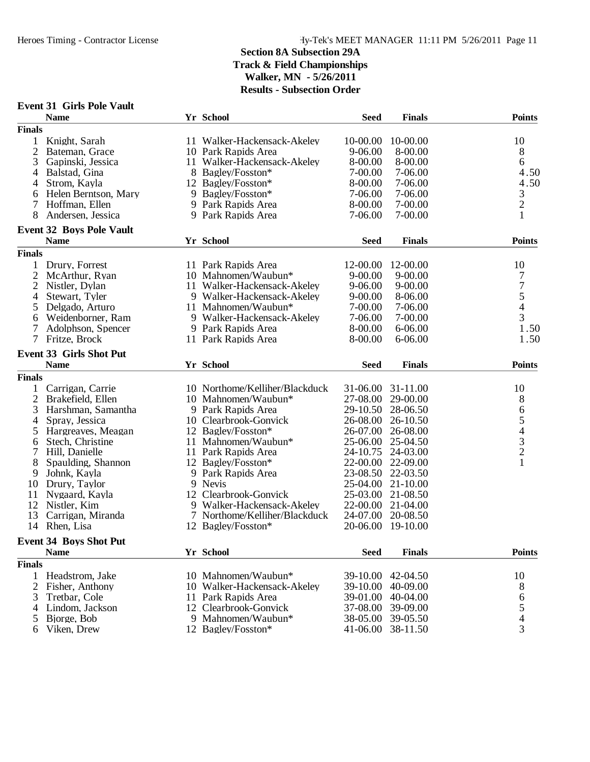## Section 8A Subsection 29A
## Track & Field Championships
## Walker, MN - 5/26/2011
## Results - Subsection Order

### Event 31 Girls Pole Vault

| | Name | Yr | School | Seed | Finals | Points |
|---|---|---|---|---|---|---|
| **Finals** | | | | | | |
| 1 | Knight, Sarah | 11 | Walker-Hackensack-Akeley | 10-00.00 | 10-00.00 | 10 |
| 2 | Bateman, Grace | 10 | Park Rapids Area | 9-06.00 | 8-00.00 | 8 |
| 3 | Gapinski, Jessica | 11 | Walker-Hackensack-Akeley | 8-00.00 | 8-00.00 | 6 |
| 4 | Balstad, Gina | 8 | Bagley/Fosston* | 7-00.00 | 7-06.00 | 4.50 |
| 4 | Strom, Kayla | 12 | Bagley/Fosston* | 8-00.00 | 7-06.00 | 4.50 |
| 6 | Helen Berntson, Mary | 9 | Bagley/Fosston* | 7-06.00 | 7-06.00 | 3 |
| 7 | Hoffman, Ellen | 9 | Park Rapids Area | 8-00.00 | 7-00.00 | 2 |
| 8 | Andersen, Jessica | 9 | Park Rapids Area | 7-06.00 | 7-00.00 | 1 |

### Event 32 Boys Pole Vault

| | Name | Yr | School | Seed | Finals | Points |
|---|---|---|---|---|---|---|
| **Finals** | | | | | | |
| 1 | Drury, Forrest | 11 | Park Rapids Area | 12-00.00 | 12-00.00 | 10 |
| 2 | McArthur, Ryan | 10 | Mahnomen/Waubun* | 9-00.00 | 9-00.00 | 7 |
| 2 | Nistler, Dylan | 11 | Walker-Hackensack-Akeley | 9-06.00 | 9-00.00 | 7 |
| 4 | Stewart, Tyler | 9 | Walker-Hackensack-Akeley | 9-00.00 | 8-06.00 | 5 |
| 5 | Delgado, Arturo | 11 | Mahnomen/Waubun* | 7-00.00 | 7-06.00 | 4 |
| 6 | Weidenborner, Ram | 9 | Walker-Hackensack-Akeley | 7-06.00 | 7-00.00 | 3 |
| 7 | Adolphson, Spencer | 9 | Park Rapids Area | 8-00.00 | 6-06.00 | 1.50 |
| 7 | Fritze, Brock | 11 | Park Rapids Area | 8-00.00 | 6-06.00 | 1.50 |

### Event 33 Girls Shot Put

| | Name | Yr | School | Seed | Finals | Points |
|---|---|---|---|---|---|---|
| **Finals** | | | | | | |
| 1 | Carrigan, Carrie | 10 | Northome/Kelliher/Blackduck | 31-06.00 | 31-11.00 | 10 |
| 2 | Brakefield, Ellen | 10 | Mahnomen/Waubun* | 27-08.00 | 29-00.00 | 8 |
| 3 | Harshman, Samantha | 9 | Park Rapids Area | 29-10.50 | 28-06.50 | 6 |
| 4 | Spray, Jessica | 10 | Clearbrook-Gonvick | 26-08.00 | 26-10.50 | 5 |
| 5 | Hargreaves, Meagan | 12 | Bagley/Fosston* | 26-07.00 | 26-08.00 | 4 |
| 6 | Stech, Christine | 11 | Mahnomen/Waubun* | 25-06.00 | 25-04.50 | 3 |
| 7 | Hill, Danielle | 11 | Park Rapids Area | 24-10.75 | 24-03.00 | 2 |
| 8 | Spaulding, Shannon | 12 | Bagley/Fosston* | 22-00.00 | 22-09.00 | 1 |
| 9 | Johnk, Kayla | 9 | Park Rapids Area | 23-08.50 | 22-03.50 | |
| 10 | Drury, Taylor | 9 | Nevis | 25-04.00 | 21-10.00 | |
| 11 | Nygaard, Kayla | 12 | Clearbrook-Gonvick | 25-03.00 | 21-08.50 | |
| 12 | Nistler, Kim | 9 | Walker-Hackensack-Akeley | 22-00.00 | 21-04.00 | |
| 13 | Carrigan, Miranda | 7 | Northome/Kelliher/Blackduck | 24-07.00 | 20-08.50 | |
| 14 | Rhen, Lisa | 12 | Bagley/Fosston* | 20-06.00 | 19-10.00 | |

### Event 34 Boys Shot Put

| | Name | Yr | School | Seed | Finals | Points |
|---|---|---|---|---|---|---|
| **Finals** | | | | | | |
| 1 | Headstrom, Jake | 10 | Mahnomen/Waubun* | 39-10.00 | 42-04.50 | 10 |
| 2 | Fisher, Anthony | 10 | Walker-Hackensack-Akeley | 39-10.00 | 40-09.00 | 8 |
| 3 | Tretbar, Cole | 11 | Park Rapids Area | 39-01.00 | 40-04.00 | 6 |
| 4 | Lindom, Jackson | 12 | Clearbrook-Gonvick | 37-08.00 | 39-09.00 | 5 |
| 5 | Bjorge, Bob | 9 | Mahnomen/Waubun* | 38-05.00 | 39-05.50 | 4 |
| 6 | Viken, Drew | 12 | Bagley/Fosston* | 41-06.00 | 38-11.50 | 3 |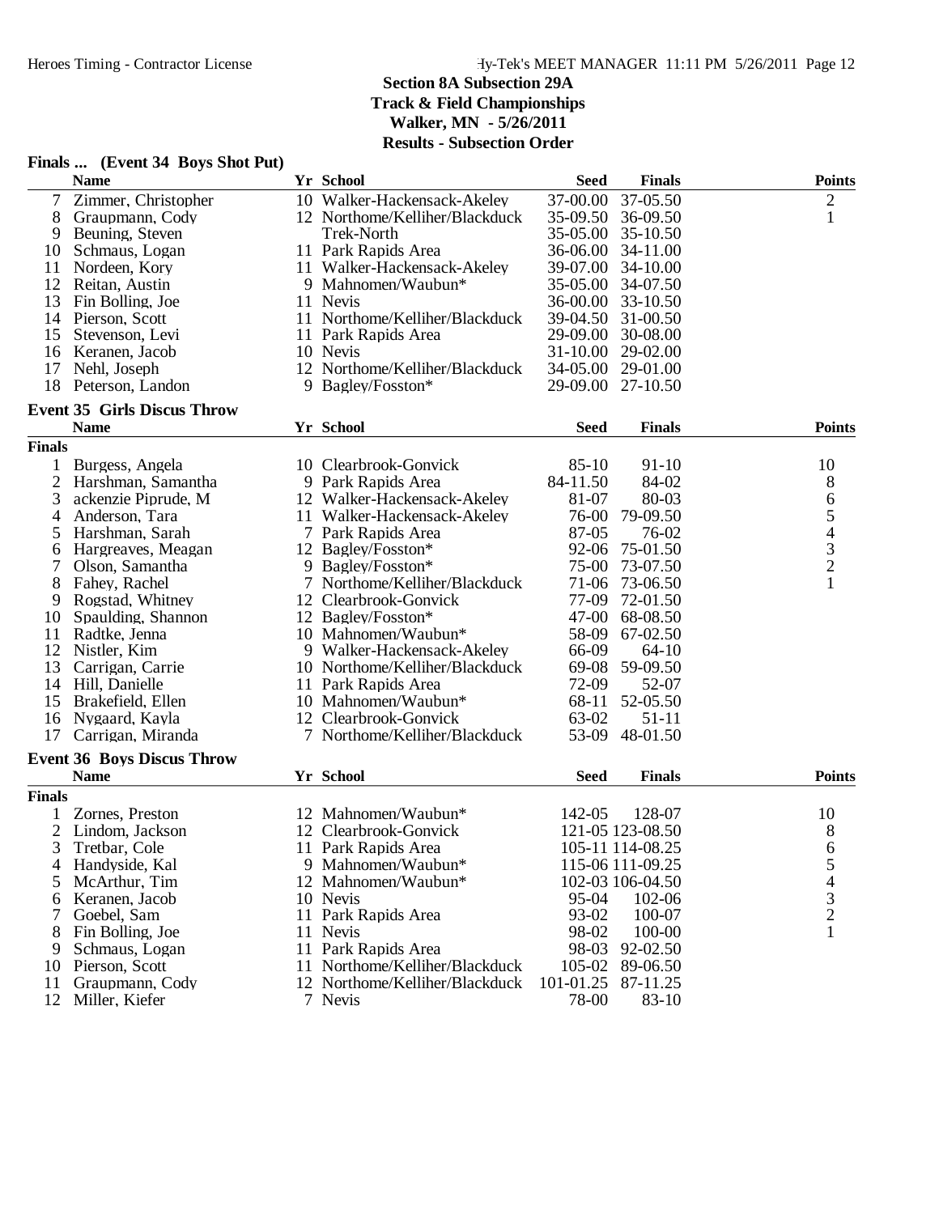## Section 8A Subsection 29A
## Track & Field Championships
## Walker, MN - 5/26/2011
## Results - Subsection Order

### Finals ... (Event 34 Boys Shot Put)

| | Name | Yr | School | Seed | Finals | Points |
|---|---|---|---|---|---|---|
| 7 | Zimmer, Christopher | 10 | Walker-Hackensack-Akeley | 37-00.00 | 37-05.50 | 2 |
| 8 | Graupmann, Cody | 12 | Northome/Kelliher/Blackduck | 35-09.50 | 36-09.50 | 1 |
| 9 | Beuning, Steven | | Trek-North | 35-05.00 | 35-10.50 | |
| 10 | Schmaus, Logan | 11 | Park Rapids Area | 36-06.00 | 34-11.00 | |
| 11 | Nordeen, Kory | 11 | Walker-Hackensack-Akeley | 39-07.00 | 34-10.00 | |
| 12 | Reitan, Austin | 9 | Mahnomen/Waubun* | 35-05.00 | 34-07.50 | |
| 13 | Fin Bolling, Joe | 11 | Nevis | 36-00.00 | 33-10.50 | |
| 14 | Pierson, Scott | 11 | Northome/Kelliher/Blackduck | 39-04.50 | 31-00.50 | |
| 15 | Stevenson, Levi | 11 | Park Rapids Area | 29-09.00 | 30-08.00 | |
| 16 | Keranen, Jacob | 10 | Nevis | 31-10.00 | 29-02.00 | |
| 17 | Nehl, Joseph | 12 | Northome/Kelliher/Blackduck | 34-05.00 | 29-01.00 | |
| 18 | Peterson, Landon | 9 | Bagley/Fosston* | 29-09.00 | 27-10.50 | |

### Event 35 Girls Discus Throw

| | Name | Yr | School | Seed | Finals | Points |
|---|---|---|---|---|---|---|
| **Finals** | | | | | | |
| 1 | Burgess, Angela | 10 | Clearbrook-Gonvick | 85-10 | 91-10 | 10 |
| 2 | Harshman, Samantha | 9 | Park Rapids Area | 84-11.50 | 84-02 | 8 |
| 3 | ackenzie Piprude, M | 12 | Walker-Hackensack-Akeley | 81-07 | 80-03 | 6 |
| 4 | Anderson, Tara | 11 | Walker-Hackensack-Akeley | 76-00 | 79-09.50 | 5 |
| 5 | Harshman, Sarah | 7 | Park Rapids Area | 87-05 | 76-02 | 4 |
| 6 | Hargreaves, Meagan | 12 | Bagley/Fosston* | 92-06 | 75-01.50 | 3 |
| 7 | Olson, Samantha | 9 | Bagley/Fosston* | 75-00 | 73-07.50 | 2 |
| 8 | Fahey, Rachel | 7 | Northome/Kelliher/Blackduck | 71-06 | 73-06.50 | 1 |
| 9 | Rogstad, Whitney | 12 | Clearbrook-Gonvick | 77-09 | 72-01.50 | |
| 10 | Spaulding, Shannon | 12 | Bagley/Fosston* | 47-00 | 68-08.50 | |
| 11 | Radtke, Jenna | 10 | Mahnomen/Waubun* | 58-09 | 67-02.50 | |
| 12 | Nistler, Kim | 9 | Walker-Hackensack-Akeley | 66-09 | 64-10 | |
| 13 | Carrigan, Carrie | 10 | Northome/Kelliher/Blackduck | 69-08 | 59-09.50 | |
| 14 | Hill, Danielle | 11 | Park Rapids Area | 72-09 | 52-07 | |
| 15 | Brakefield, Ellen | 10 | Mahnomen/Waubun* | 68-11 | 52-05.50 | |
| 16 | Nygaard, Kayla | 12 | Clearbrook-Gonvick | 63-02 | 51-11 | |
| 17 | Carrigan, Miranda | 7 | Northome/Kelliher/Blackduck | 53-09 | 48-01.50 | |

### Event 36 Boys Discus Throw

| | Name | Yr | School | Seed | Finals | Points |
|---|---|---|---|---|---|---|
| **Finals** | | | | | | |
| 1 | Zornes, Preston | 12 | Mahnomen/Waubun* | 142-05 | 128-07 | 10 |
| 2 | Lindom, Jackson | 12 | Clearbrook-Gonvick | 121-05 | 123-08.50 | 8 |
| 3 | Tretbar, Cole | 11 | Park Rapids Area | 105-11 | 114-08.25 | 6 |
| 4 | Handyside, Kal | 9 | Mahnomen/Waubun* | 115-06 | 111-09.25 | 5 |
| 5 | McArthur, Tim | 12 | Mahnomen/Waubun* | 102-03 | 106-04.50 | 4 |
| 6 | Keranen, Jacob | 10 | Nevis | 95-04 | 102-06 | 3 |
| 7 | Goebel, Sam | 11 | Park Rapids Area | 93-02 | 100-07 | 2 |
| 8 | Fin Bolling, Joe | 11 | Nevis | 98-02 | 100-00 | 1 |
| 9 | Schmaus, Logan | 11 | Park Rapids Area | 98-03 | 92-02.50 | |
| 10 | Pierson, Scott | 11 | Northome/Kelliher/Blackduck | 105-02 | 89-06.50 | |
| 11 | Graupmann, Cody | 12 | Northome/Kelliher/Blackduck | 101-01.25 | 87-11.25 | |
| 12 | Miller, Kiefer | 7 | Nevis | 78-00 | 83-10 | |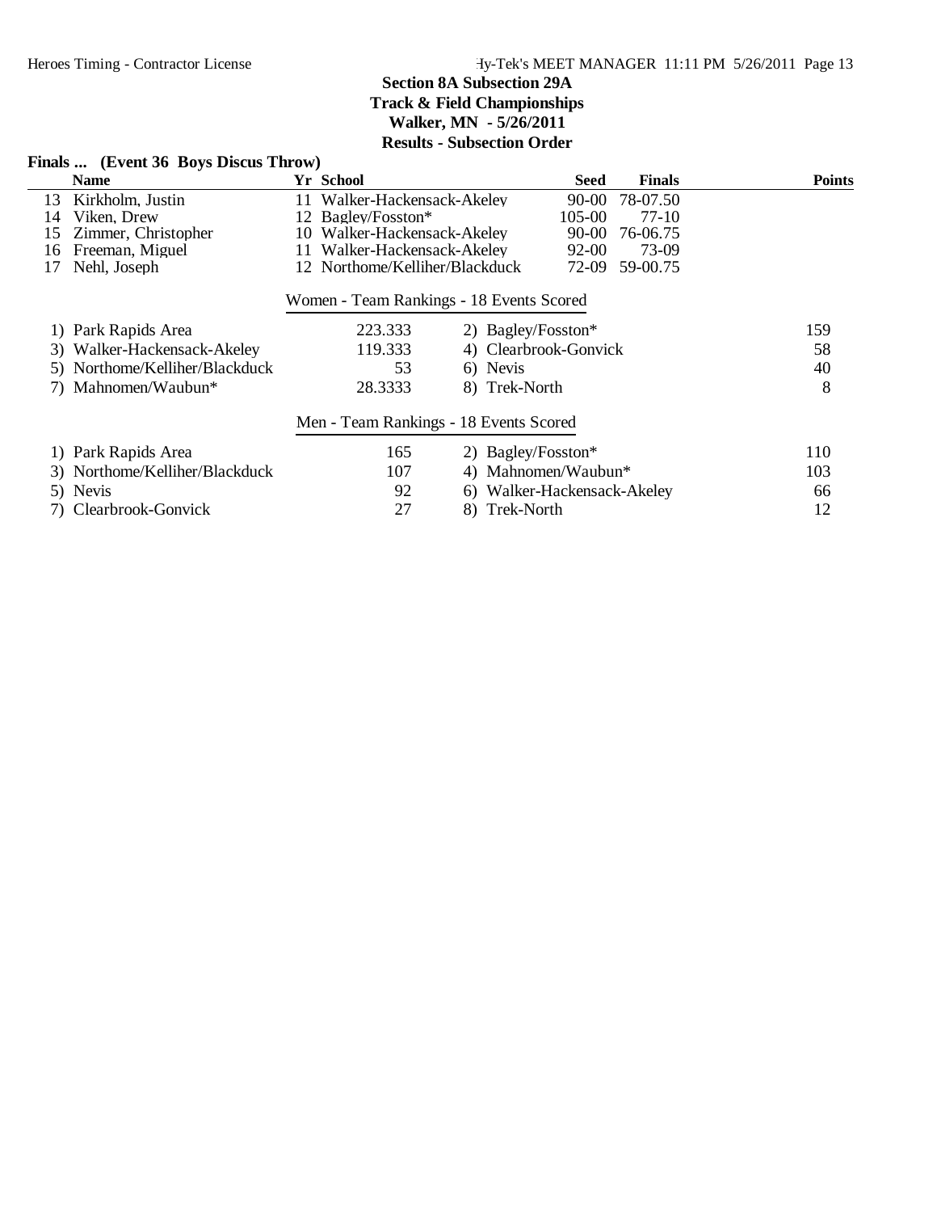## Section 8A Subsection 29A
## Track & Field Championships
## Walker, MN - 5/26/2011
## Results - Subsection Order

### Finals ... (Event 36 Boys Discus Throw)

| | Name | Yr | School | Seed | Finals | Points |
|---|---|---|---|---|---|---|
| 13 | Kirkholm, Justin | 11 | Walker-Hackensack-Akeley | 90-00 | 78-07.50 | |
| 14 | Viken, Drew | 12 | Bagley/Fosston* | 105-00 | 77-10 | |
| 15 | Zimmer, Christopher | 10 | Walker-Hackensack-Akeley | 90-00 | 76-06.75 | |
| 16 | Freeman, Miguel | 11 | Walker-Hackensack-Akeley | 92-00 | 73-09 | |
| 17 | Nehl, Joseph | 12 | Northome/Kelliher/Blackduck | 72-09 | 59-00.75 | |

### Women - Team Rankings - 18 Events Scored

| | | | |
|---|---|---|---|
| 1) Park Rapids Area | 223.333 | 2) Bagley/Fosston* | 159 |
| 3) Walker-Hackensack-Akeley | 119.333 | 4) Clearbrook-Gonvick | 58 |
| 5) Northome/Kelliher/Blackduck | 53 | 6) Nevis | 40 |
| 7) Mahnomen/Waubun* | 28.3333 | 8) Trek-North | 8 |

### Men - Team Rankings - 18 Events Scored

| | | | |
|---|---|---|---|
| 1) Park Rapids Area | 165 | 2) Bagley/Fosston* | 110 |
| 3) Northome/Kelliher/Blackduck | 107 | 4) Mahnomen/Waubun* | 103 |
| 5) Nevis | 92 | 6) Walker-Hackensack-Akeley | 66 |
| 7) Clearbrook-Gonvick | 27 | 8) Trek-North | 12 |